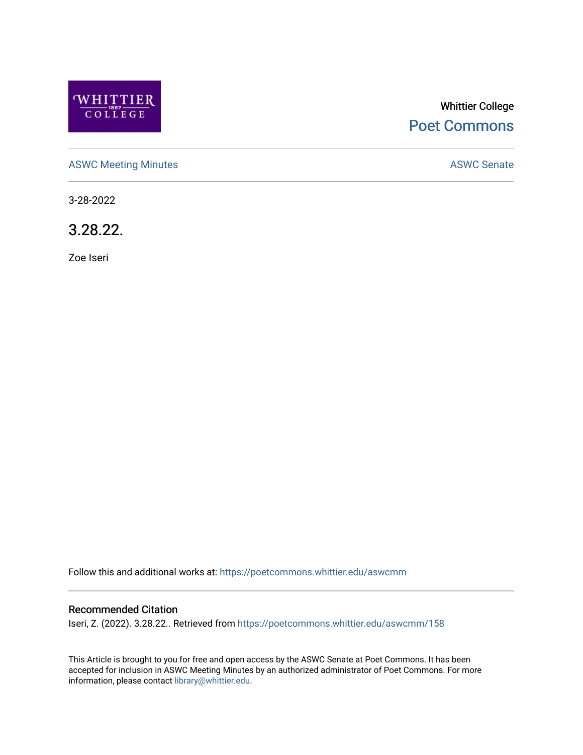Whittier College

Poet Commons

ASWC Meeting Minutes

ASWC Senate

3-28-2022

# 3.28.22.

Zoe Iseri

Follow this and additional works at: https://poetcommons.whittier.edu/aswcmm

## Recommended Citation

Iseri, Z. (2022). 3.28.22.. Retrieved from https://poetcommons.whittier.edu/aswcmm/158

This Article is brought to you for free and open access by the ASWC Senate at Poet Commons. It has been accepted for inclusion in ASWC Meeting Minutes by an authorized administrator of Poet Commons. For more information, please contact library@whittier.edu.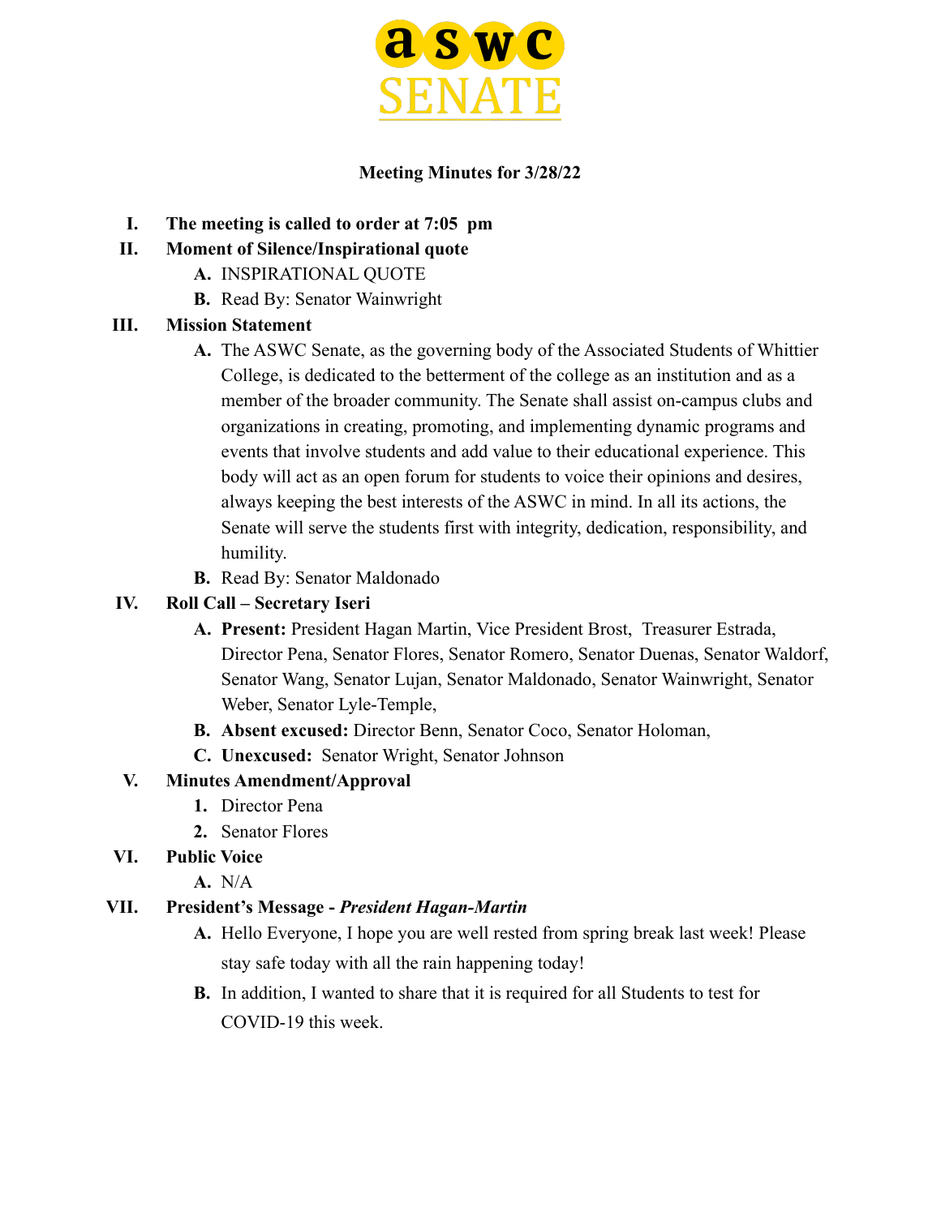**ASWC SENATE**

**Meeting Minutes for 3/28/22**

I. **The meeting is called to order at 7:05 pm**

II. **Moment of Silence/Inspirational quote**
   - A. INSPIRATIONAL QUOTE
   - B. Read By: Senator Wainwright

III. **Mission Statement**
   - A. The ASWC Senate, as the governing body of the Associated Students of Whittier College, is dedicated to the betterment of the college as an institution and as a member of the broader community. The Senate shall assist on-campus clubs and organizations in creating, promoting, and implementing dynamic programs and events that involve students and add value to their educational experience. This body will act as an open forum for students to voice their opinions and desires, always keeping the best interests of the ASWC in mind. In all its actions, the Senate will serve the students first with integrity, dedication, responsibility, and humility.
   - B. Read By: Senator Maldonado

IV. **Roll Call – Secretary Iseri**
   - A. **Present:** President Hagan Martin, Vice President Brost, Treasurer Estrada, Director Pena, Senator Flores, Senator Romero, Senator Duenas, Senator Waldorf, Senator Wang, Senator Lujan, Senator Maldonado, Senator Wainwright, Senator Weber, Senator Lyle-Temple,
   - B. **Absent excused:** Director Benn, Senator Coco, Senator Holoman,
   - C. **Unexcused:** Senator Wright, Senator Johnson

V. **Minutes Amendment/Approval**
   1. Director Pena
   2. Senator Flores

VI. **Public Voice**
   - A. N/A

VII. **President's Message -** ***President Hagan-Martin***
   - A. Hello Everyone, I hope you are well rested from spring break last week! Please stay safe today with all the rain happening today!
   - B. In addition, I wanted to share that it is required for all Students to test for COVID-19 this week.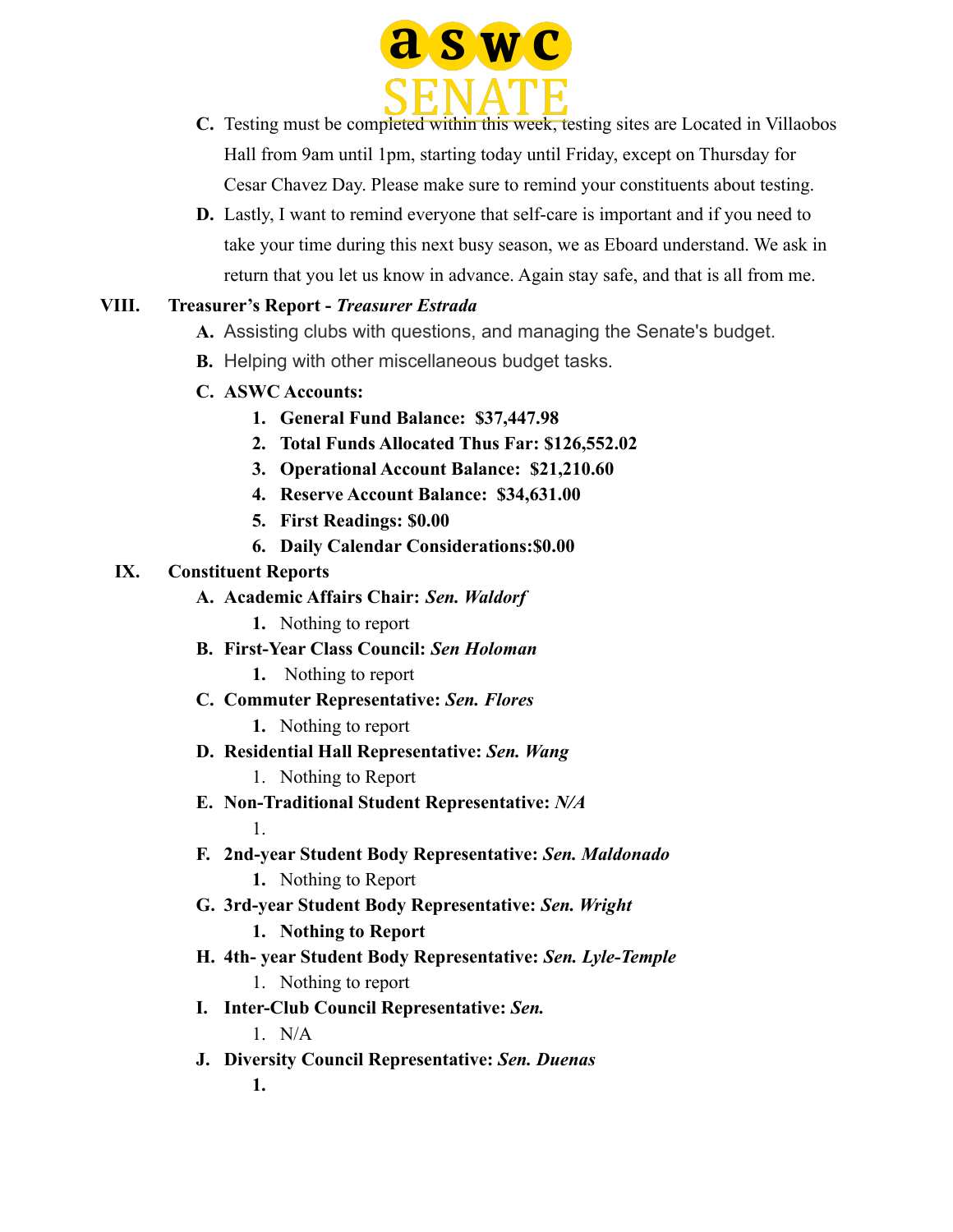C. Testing must be completed within this week, testing sites are Located in Villaobos Hall from 9am until 1pm, starting today until Friday, except on Thursday for Cesar Chavez Day. Please make sure to remind your constituents about testing.

D. Lastly, I want to remind everyone that self-care is important and if you need to take your time during this next busy season, we as Eboard understand. We ask in return that you let us know in advance. Again stay safe, and that is all from me.

**VIII. Treasurer's Report - *Treasurer Estrada***

A. Assisting clubs with questions, and managing the Senate's budget.

B. Helping with other miscellaneous budget tasks.

C. **ASWC Accounts:**

1. **General Fund Balance: $37,447.98**
2. **Total Funds Allocated Thus Far: $126,552.02**
3. **Operational Account Balance: $21,210.60**
4. **Reserve Account Balance: $34,631.00**
5. **First Readings: $0.00**
6. **Daily Calendar Considerations:$0.00**

**IX. Constituent Reports**

A. **Academic Affairs Chair: *Sen. Waldorf***
   1. Nothing to report

B. **First-Year Class Council: *Sen Holoman***
   1. Nothing to report

C. **Commuter Representative: *Sen. Flores***
   1. Nothing to report

D. **Residential Hall Representative: *Sen. Wang***
   1. Nothing to Report

E. **Non-Traditional Student Representative: *N/A***
   1.

F. **2nd-year Student Body Representative: *Sen. Maldonado***
   1. Nothing to Report

G. **3rd-year Student Body Representative: *Sen. Wright***
   1. **Nothing to Report**

H. **4th- year Student Body Representative: *Sen. Lyle-Temple***
   1. Nothing to report

I. **Inter-Club Council Representative: *Sen.***
   1. N/A

J. **Diversity Council Representative: *Sen. Duenas***
   1.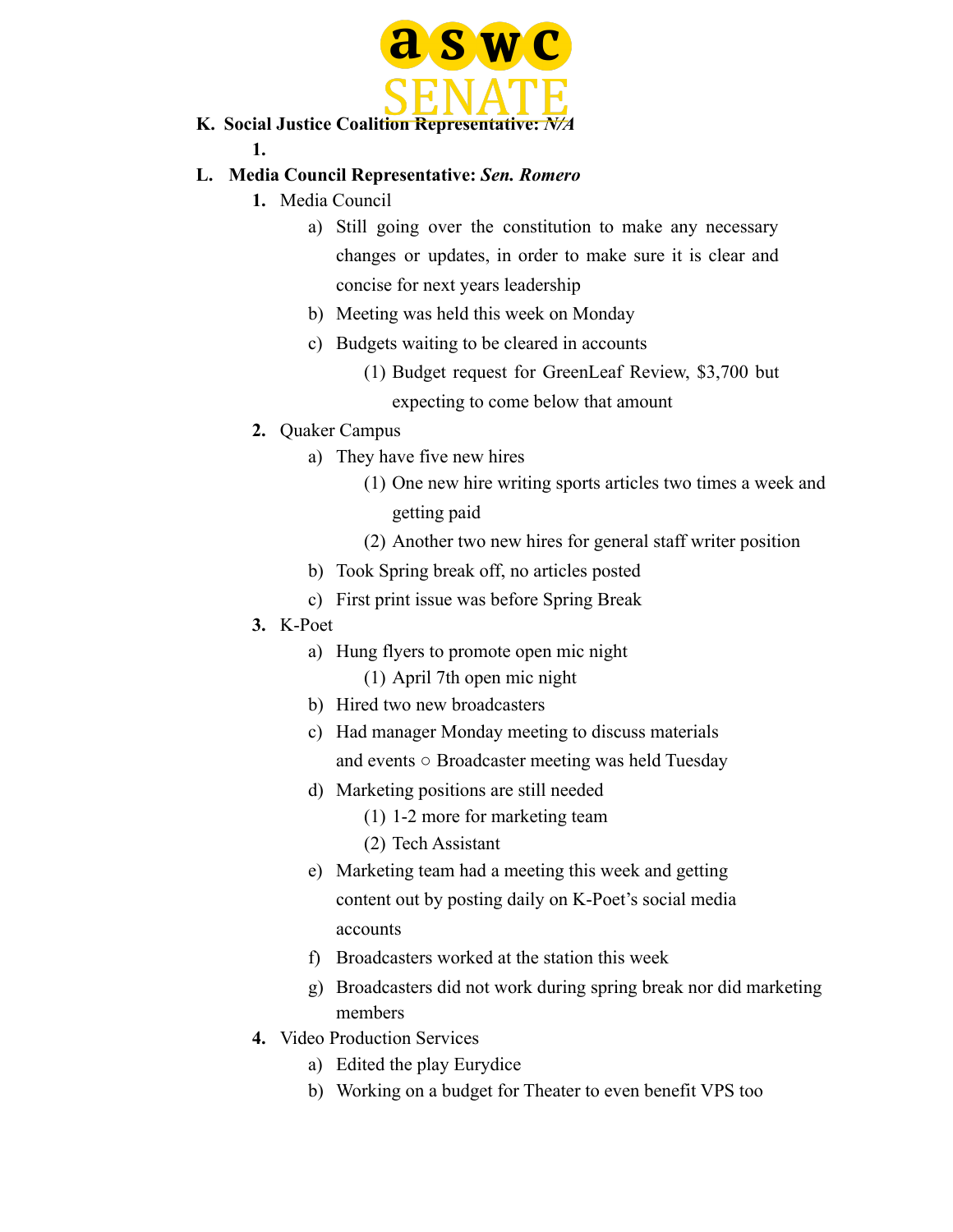K. **Social Justice Coalition Representative:** ***N/A***

1.

L. **Media Council Representative:** ***Sen. Romero***

1. Media Council
    a) Still going over the constitution to make any necessary changes or updates, in order to make sure it is clear and concise for next years leadership
    b) Meeting was held this week on Monday
    c) Budgets waiting to be cleared in accounts
        (1) Budget request for GreenLeaf Review, $3,700 but expecting to come below that amount
2. Quaker Campus
    a) They have five new hires
        (1) One new hire writing sports articles two times a week and getting paid
        (2) Another two new hires for general staff writer position
    b) Took Spring break off, no articles posted
    c) First print issue was before Spring Break
3. K-Poet
    a) Hung flyers to promote open mic night
        (1) April 7th open mic night
    b) Hired two new broadcasters
    c) Had manager Monday meeting to discuss materials and events ○ Broadcaster meeting was held Tuesday
    d) Marketing positions are still needed
        (1) 1-2 more for marketing team
        (2) Tech Assistant
    e) Marketing team had a meeting this week and getting content out by posting daily on K-Poet's social media accounts
    f) Broadcasters worked at the station this week
    g) Broadcasters did not work during spring break nor did marketing members
4. Video Production Services
    a) Edited the play Eurydice
    b) Working on a budget for Theater to even benefit VPS too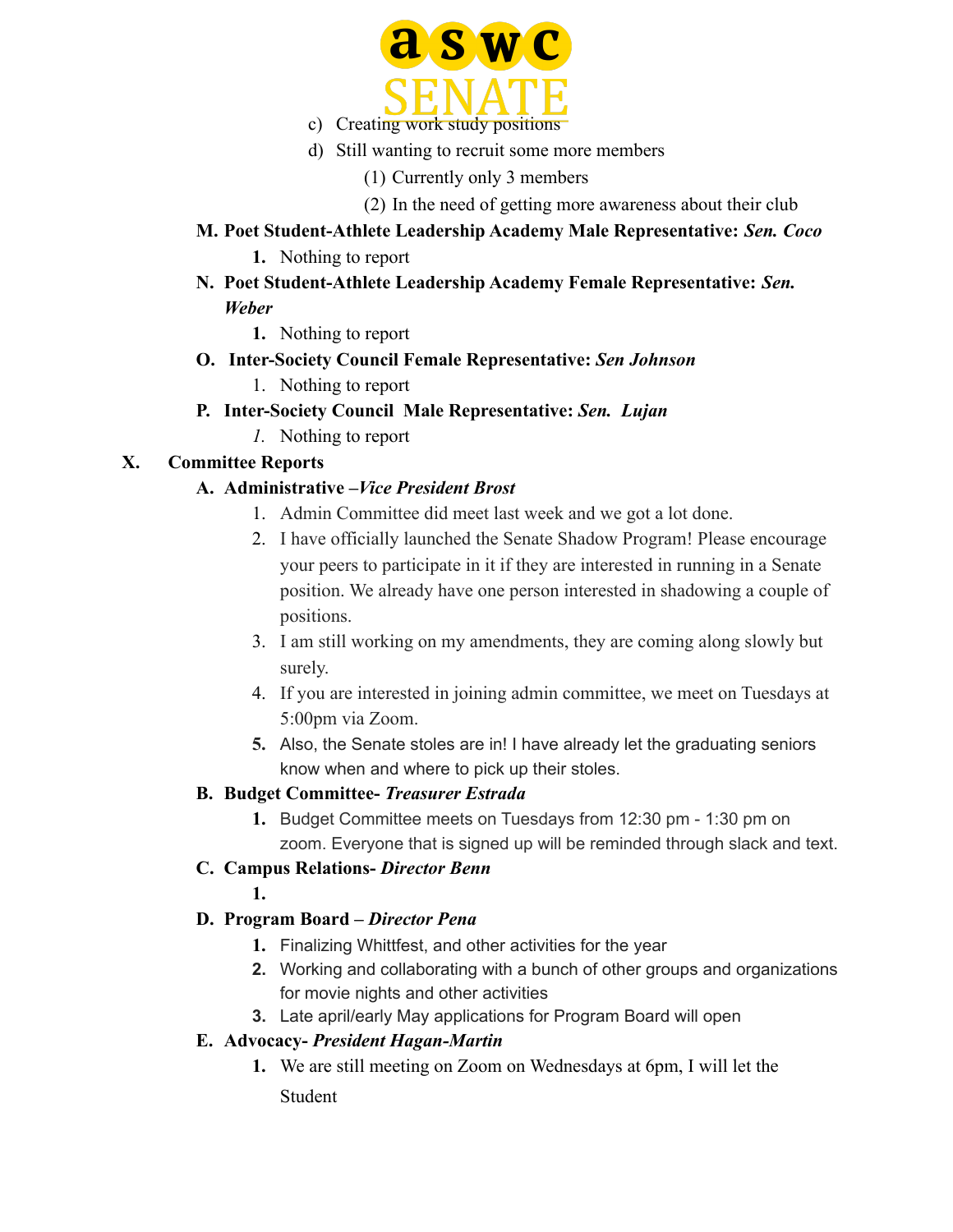c) Creating work study positions

d) Still wanting to recruit some more members

(1) Currently only 3 members

(2) In the need of getting more awareness about their club

**M. Poet Student-Athlete Leadership Academy Male Representative: *Sen. Coco***

1. Nothing to report

**N. Poet Student-Athlete Leadership Academy Female Representative: *Sen. Weber***

1. Nothing to report

**O. Inter-Society Council Female Representative: *Sen Johnson***

1. Nothing to report

**P. Inter-Society Council Male Representative: *Sen. Lujan***

1. Nothing to report

## X. Committee Reports

**A. Administrative –*Vice President Brost***

1. Admin Committee did meet last week and we got a lot done.
2. I have officially launched the Senate Shadow Program! Please encourage your peers to participate in it if they are interested in running in a Senate position. We already have one person interested in shadowing a couple of positions.
3. I am still working on my amendments, they are coming along slowly but surely.
4. If you are interested in joining admin committee, we meet on Tuesdays at 5:00pm via Zoom.
5. Also, the Senate stoles are in! I have already let the graduating seniors know when and where to pick up their stoles.

**B. Budget Committee- *Treasurer Estrada***

1. Budget Committee meets on Tuesdays from 12:30 pm - 1:30 pm on zoom. Everyone that is signed up will be reminded through slack and text.

**C. Campus Relations- *Director Benn***

1.

**D. Program Board – *Director Pena***

1. Finalizing Whittfest, and other activities for the year
2. Working and collaborating with a bunch of other groups and organizations for movie nights and other activities
3. Late april/early May applications for Program Board will open

**E. Advocacy- *President Hagan-Martin***

1. We are still meeting on Zoom on Wednesdays at 6pm, I will let the Student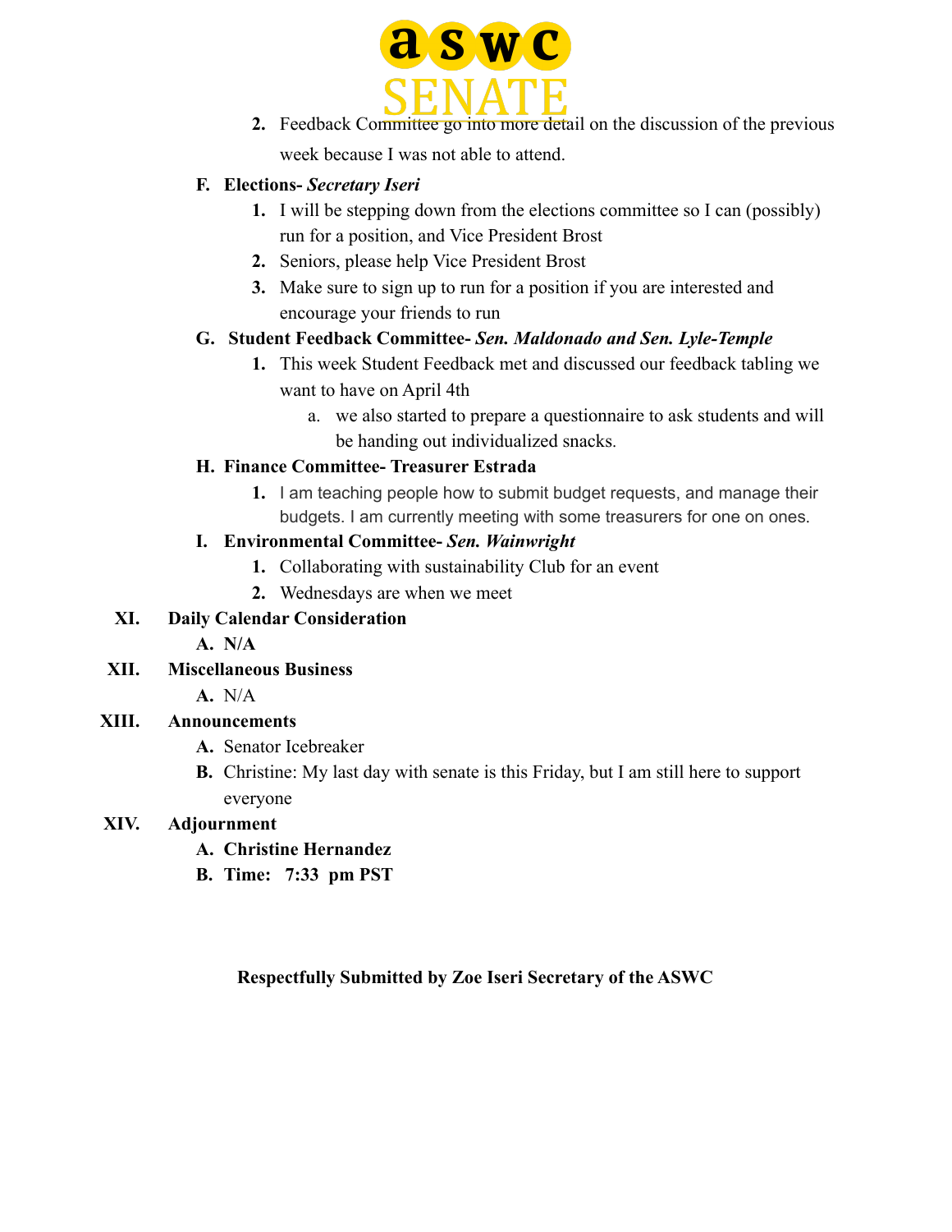2. Feedback Committee go into more detail on the discussion of the previous week because I was not able to attend.

**F. Elections- *Secretary Iseri***

1. I will be stepping down from the elections committee so I can (possibly) run for a position, and Vice President Brost
2. Seniors, please help Vice President Brost
3. Make sure to sign up to run for a position if you are interested and encourage your friends to run

**G. Student Feedback Committee- *Sen. Maldonado and Sen. Lyle-Temple***

1. This week Student Feedback met and discussed our feedback tabling we want to have on April 4th
   a. we also started to prepare a questionnaire to ask students and will be handing out individualized snacks.

**H. Finance Committee- Treasurer Estrada**

1. I am teaching people how to submit budget requests, and manage their budgets. I am currently meeting with some treasurers for one on ones.

**I. Environmental Committee- *Sen. Wainwright***

1. Collaborating with sustainability Club for an event
2. Wednesdays are when we meet

**XI. Daily Calendar Consideration**

**A. N/A**

**XII. Miscellaneous Business**

**A.** N/A

**XIII. Announcements**

**A.** Senator Icebreaker

**B.** Christine: My last day with senate is this Friday, but I am still here to support everyone

**XIV. Adjournment**

**A. Christine Hernandez**

**B. Time: 7:33 pm PST**

**Respectfully Submitted by Zoe Iseri Secretary of the ASWC**